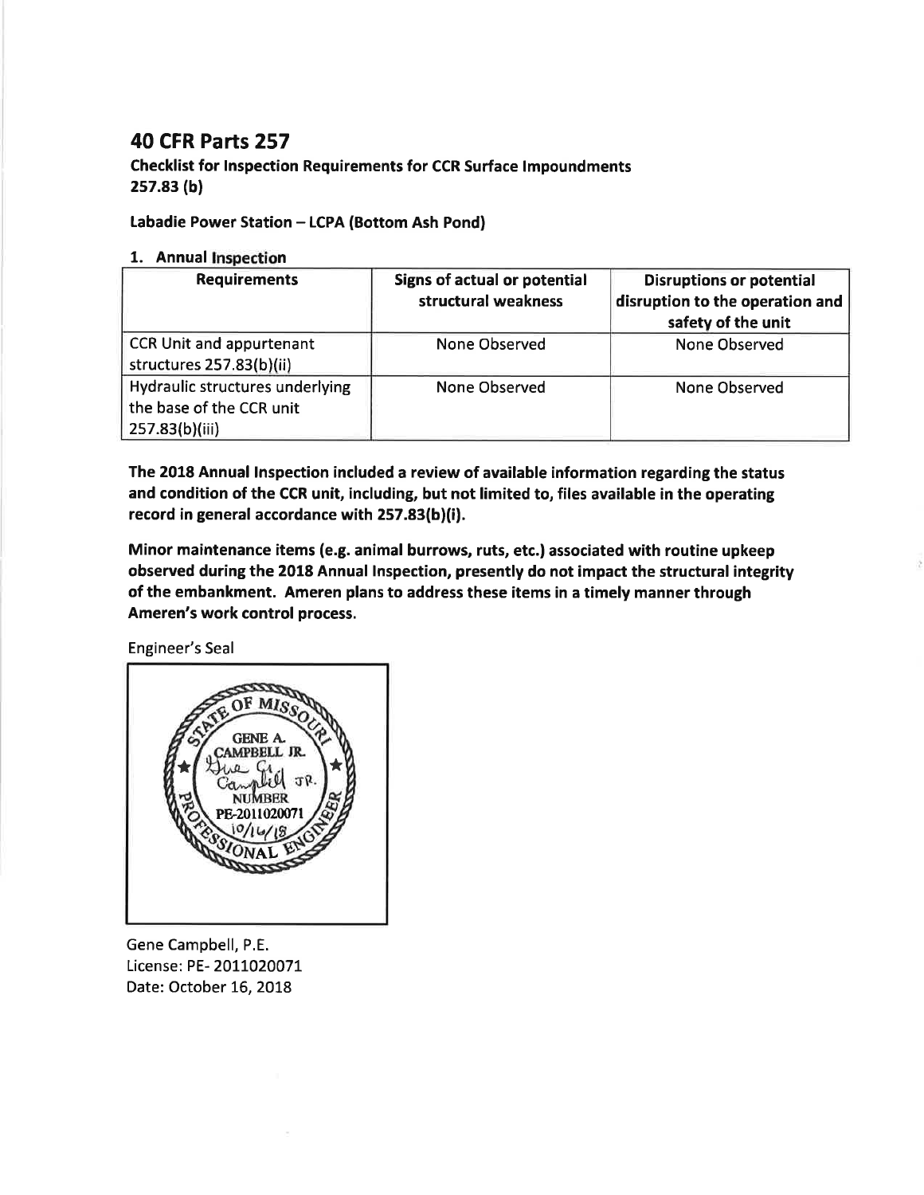# 40 CFR Parts 257

**Checklist for Inspection Requirements for CCR Surface Impoundments 257.83 (b)**

**Labadie Power Station – LCPA (Bottom Ash Pond)**

**1. Annual Inspection**

| Requirements | Signs of actual or potential structural weakness | Disruptions or potential disruption to the operation and safety of the unit |
|---|---|---|
| CCR Unit and appurtenant structures 257.83(b)(ii) | None Observed | None Observed |
| Hydraulic structures underlying the base of the CCR unit 257.83(b)(iii) | None Observed | None Observed |

**The 2018 Annual Inspection included a review of available information regarding the status and condition of the CCR unit, including, but not limited to, files available in the operating record in general accordance with 257.83(b)(i).**

**Minor maintenance items (e.g. animal burrows, ruts, etc.) associated with routine upkeep observed during the 2018 Annual Inspection, presently do not impact the structural integrity of the embankment. Ameren plans to address these items in a timely manner through Ameren's work control process.**

Engineer's Seal

STATE OF MISSOURI
GENE A. CAMPBELL JR.
NUMBER
PE-2011020071
10/16/18
PROFESSIONAL ENGINEER

Gene Campbell, P.E.
License: PE- 2011020071
Date: October 16, 2018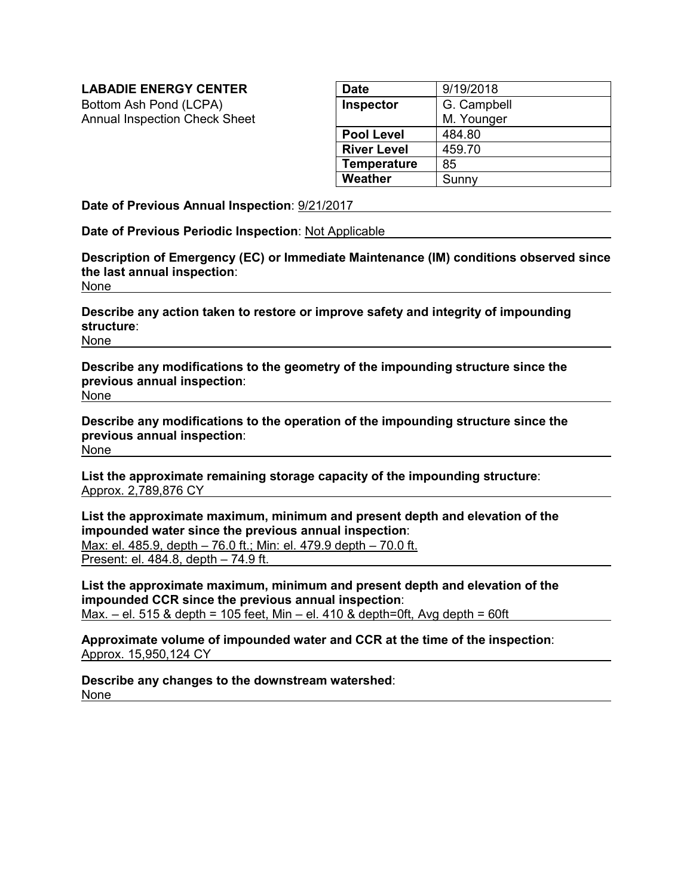**LABADIE ENERGY CENTER**
Bottom Ash Pond (LCPA)
Annual Inspection Check Sheet

| | |
|---|---|
| **Date** | 9/19/2018 |
| **Inspector** | G. Campbell<br>M. Younger |
| **Pool Level** | 484.80 |
| **River Level** | 459.70 |
| **Temperature** | 85 |
| **Weather** | Sunny |

**Date of Previous Annual Inspection**: 9/21/2017

**Date of Previous Periodic Inspection**: Not Applicable

**Description of Emergency (EC) or Immediate Maintenance (IM) conditions observed since the last annual inspection**:
None

**Describe any action taken to restore or improve safety and integrity of impounding structure**:
None

**Describe any modifications to the geometry of the impounding structure since the previous annual inspection**:
None

**Describe any modifications to the operation of the impounding structure since the previous annual inspection**:
None

**List the approximate remaining storage capacity of the impounding structure**:
Approx. 2,789,876 CY

**List the approximate maximum, minimum and present depth and elevation of the impounded water since the previous annual inspection**:
Max: el. 485.9, depth – 76.0 ft.; Min: el. 479.9 depth – 70.0 ft.
Present: el. 484.8, depth – 74.9 ft.

**List the approximate maximum, minimum and present depth and elevation of the impounded CCR since the previous annual inspection**:
Max. – el. 515 & depth = 105 feet, Min – el. 410 & depth=0ft, Avg depth = 60ft

**Approximate volume of impounded water and CCR at the time of the inspection**:
Approx. 15,950,124 CY

**Describe any changes to the downstream watershed**:
None